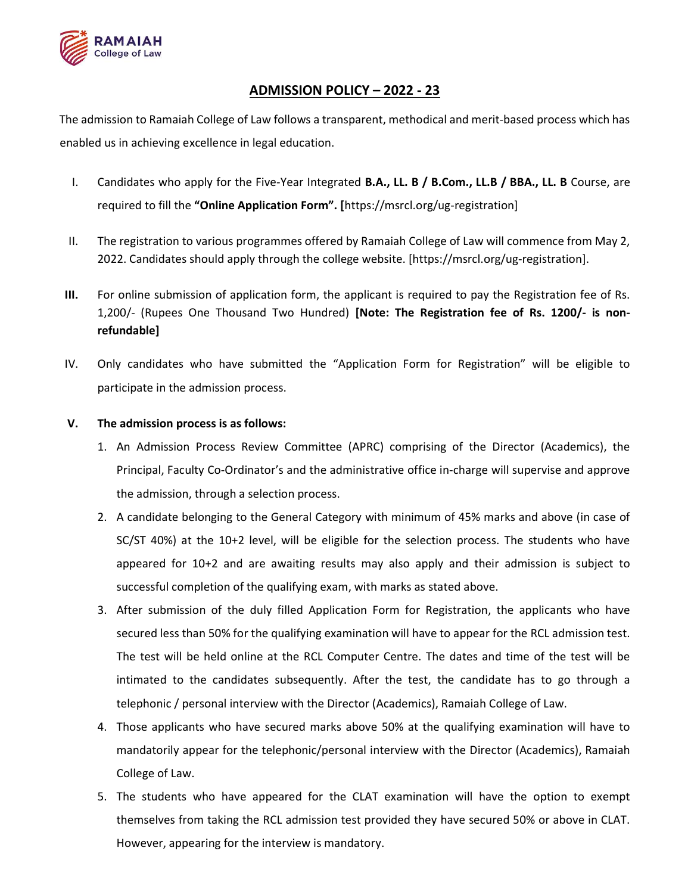## ADMISSION POLICY – 2022 - 23

The admission to Ramaiah College of Law follows a transparent, methodical and merit-based process which has enabled us in achieving excellence in legal education.

I. Candidates who apply for the Five-Year Integrated **B.A., LL. B / B.Com., LL.B / BBA., LL. B** Course, are required to fill the **"Online Application Form". [**https://msrcl.org/ug-registration]

II. The registration to various programmes offered by Ramaiah College of Law will commence from May 2, 2022. Candidates should apply through the college website. [https://msrcl.org/ug-registration].

**III.** For online submission of application form, the applicant is required to pay the Registration fee of Rs. 1,200/- (Rupees One Thousand Two Hundred) **[Note: The Registration fee of Rs. 1200/- is non-refundable]**

IV. Only candidates who have submitted the "Application Form for Registration" will be eligible to participate in the admission process.

**V. The admission process is as follows:**

1. An Admission Process Review Committee (APRC) comprising of the Director (Academics), the Principal, Faculty Co-Ordinator's and the administrative office in-charge will supervise and approve the admission, through a selection process.
2. A candidate belonging to the General Category with minimum of 45% marks and above (in case of SC/ST 40%) at the 10+2 level, will be eligible for the selection process. The students who have appeared for 10+2 and are awaiting results may also apply and their admission is subject to successful completion of the qualifying exam, with marks as stated above.
3. After submission of the duly filled Application Form for Registration, the applicants who have secured less than 50% for the qualifying examination will have to appear for the RCL admission test. The test will be held online at the RCL Computer Centre. The dates and time of the test will be intimated to the candidates subsequently. After the test, the candidate has to go through a telephonic / personal interview with the Director (Academics), Ramaiah College of Law.
4. Those applicants who have secured marks above 50% at the qualifying examination will have to mandatorily appear for the telephonic/personal interview with the Director (Academics), Ramaiah College of Law.
5. The students who have appeared for the CLAT examination will have the option to exempt themselves from taking the RCL admission test provided they have secured 50% or above in CLAT. However, appearing for the interview is mandatory.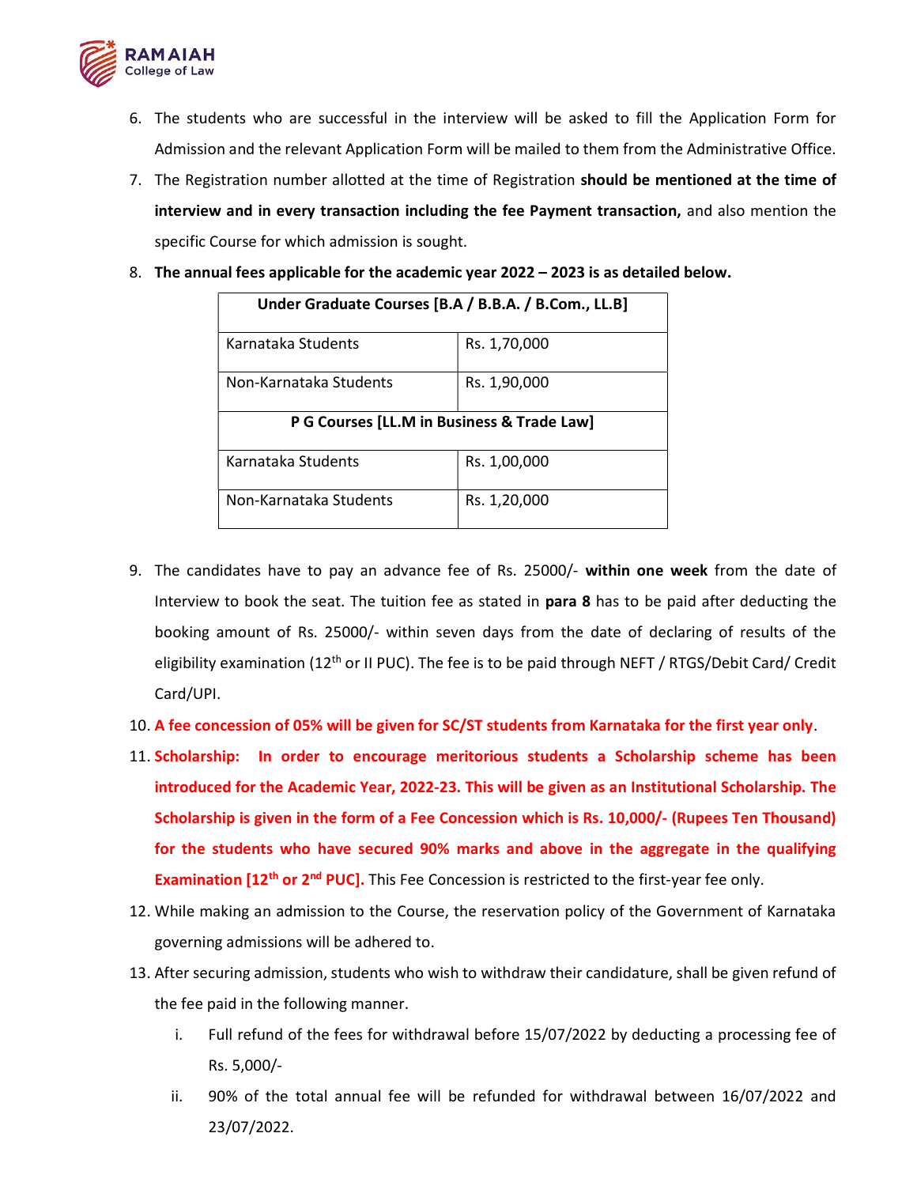6. The students who are successful in the interview will be asked to fill the Application Form for Admission and the relevant Application Form will be mailed to them from the Administrative Office.
7. The Registration number allotted at the time of Registration **should be mentioned at the time of interview and in every transaction including the fee Payment transaction,** and also mention the specific Course for which admission is sought.
8. **The annual fees applicable for the academic year 2022 – 2023 is as detailed below.**

| Under Graduate Courses [B.A / B.B.A. / B.Com., LL.B] | |
|---|---|
| Karnataka Students | Rs. 1,70,000 |
| Non-Karnataka Students | Rs. 1,90,000 |
| **P G Courses [LL.M in Business & Trade Law]** | |
| Karnataka Students | Rs. 1,00,000 |
| Non-Karnataka Students | Rs. 1,20,000 |

9. The candidates have to pay an advance fee of Rs. 25000/- **within one week** from the date of Interview to book the seat. The tuition fee as stated in **para 8** has to be paid after deducting the booking amount of Rs. 25000/- within seven days from the date of declaring of results of the eligibility examination (12th or II PUC). The fee is to be paid through NEFT / RTGS/Debit Card/ Credit Card/UPI.
10. **A fee concession of 05% will be given for SC/ST students from Karnataka for the first year only**.
11. **Scholarship: In order to encourage meritorious students a Scholarship scheme has been introduced for the Academic Year, 2022-23. This will be given as an Institutional Scholarship. The Scholarship is given in the form of a Fee Concession which is Rs. 10,000/- (Rupees Ten Thousand) for the students who have secured 90% marks and above in the aggregate in the qualifying Examination [12th or 2nd PUC].** This Fee Concession is restricted to the first-year fee only.
12. While making an admission to the Course, the reservation policy of the Government of Karnataka governing admissions will be adhered to.
13. After securing admission, students who wish to withdraw their candidature, shall be given refund of the fee paid in the following manner.
    i. Full refund of the fees for withdrawal before 15/07/2022 by deducting a processing fee of Rs. 5,000/-
    ii. 90% of the total annual fee will be refunded for withdrawal between 16/07/2022 and 23/07/2022.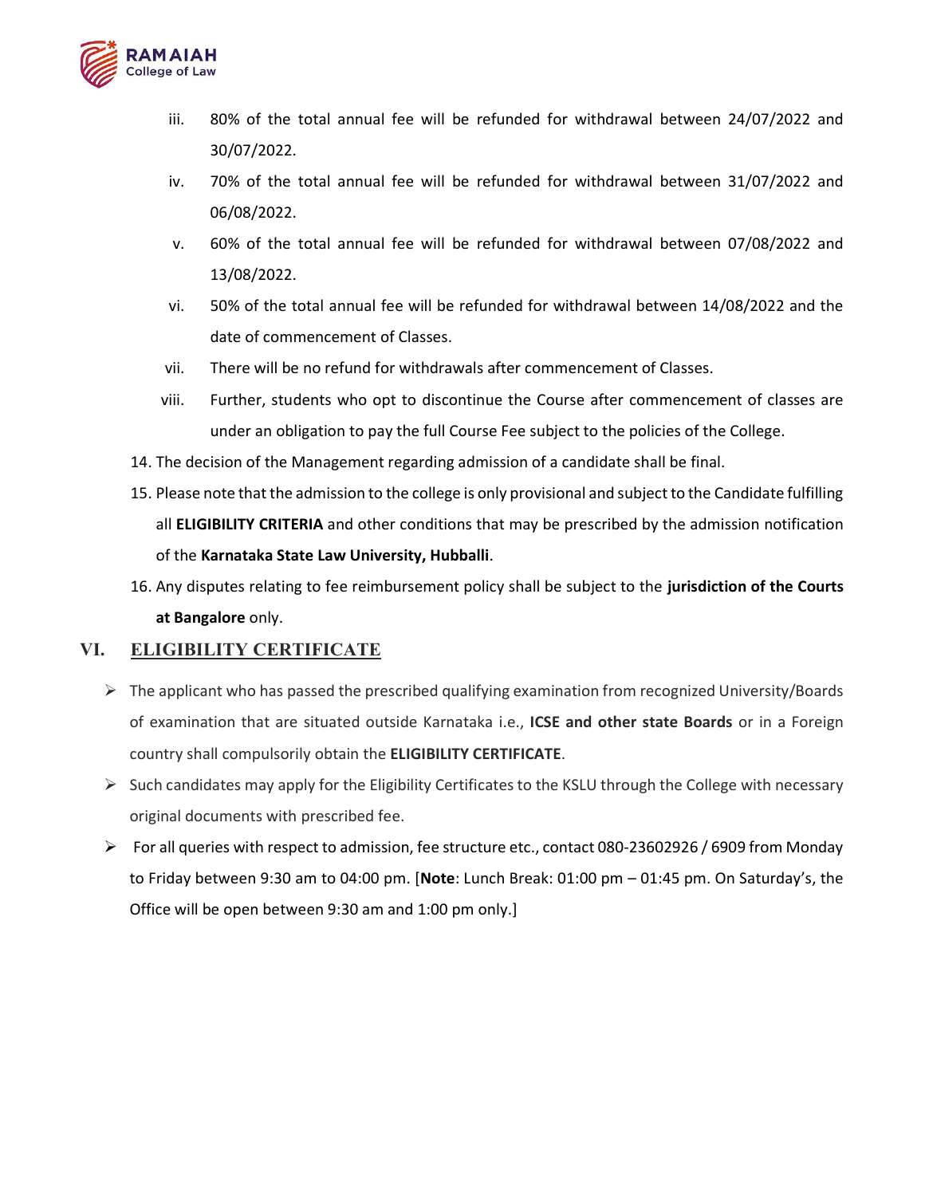iii. 80% of the total annual fee will be refunded for withdrawal between 24/07/2022 and 30/07/2022.

iv. 70% of the total annual fee will be refunded for withdrawal between 31/07/2022 and 06/08/2022.

v. 60% of the total annual fee will be refunded for withdrawal between 07/08/2022 and 13/08/2022.

vi. 50% of the total annual fee will be refunded for withdrawal between 14/08/2022 and the date of commencement of Classes.

vii. There will be no refund for withdrawals after commencement of Classes.

viii. Further, students who opt to discontinue the Course after commencement of classes are under an obligation to pay the full Course Fee subject to the policies of the College.

14. The decision of the Management regarding admission of a candidate shall be final.
15. Please note that the admission to the college is only provisional and subject to the Candidate fulfilling all **ELIGIBILITY CRITERIA** and other conditions that may be prescribed by the admission notification of the **Karnataka State Law University, Hubballi**.
16. Any disputes relating to fee reimbursement policy shall be subject to the **jurisdiction of the Courts at Bangalore** only.

## VI. ELIGIBILITY CERTIFICATE

- The applicant who has passed the prescribed qualifying examination from recognized University/Boards of examination that are situated outside Karnataka i.e., **ICSE and other state Boards** or in a Foreign country shall compulsorily obtain the **ELIGIBILITY CERTIFICATE**.
- Such candidates may apply for the Eligibility Certificates to the KSLU through the College with necessary original documents with prescribed fee.
- For all queries with respect to admission, fee structure etc., contact 080-23602926 / 6909 from Monday to Friday between 9:30 am to 04:00 pm. [**Note**: Lunch Break: 01:00 pm – 01:45 pm. On Saturday's, the Office will be open between 9:30 am and 1:00 pm only.]